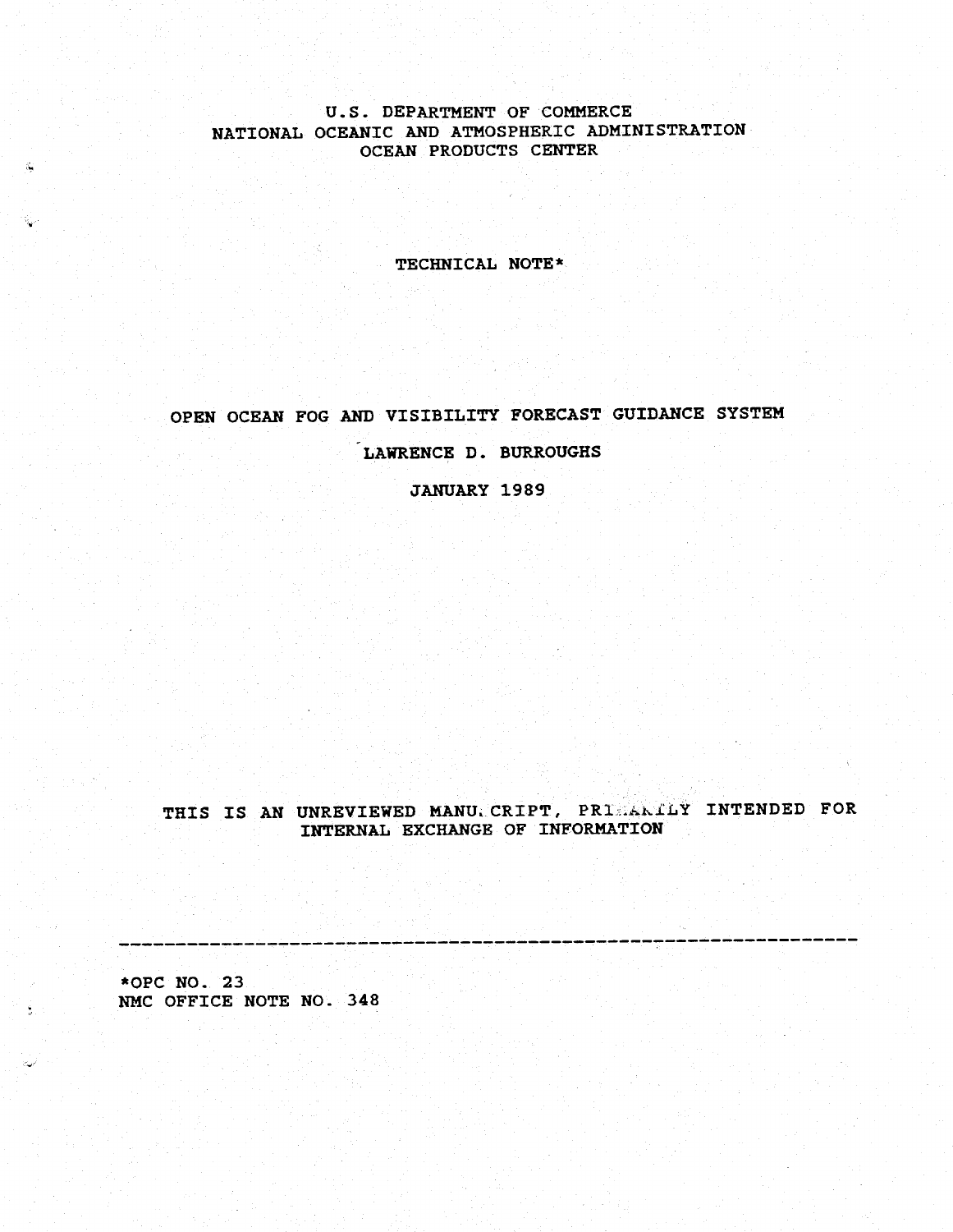U.S. DEPARTMENT OF COMMERCE
NATIONAL OCEANIC AND ATMOSPHERIC ADMINISTRATION
OCEAN PRODUCTS CENTER

TECHNICAL NOTE*

# OPEN OCEAN FOG AND VISIBILITY FORECAST GUIDANCE SYSTEM

LAWRENCE D. BURROUGHS

JANUARY 1989

THIS IS AN UNREVIEWED MANUSCRIPT, PRIMARILY INTENDED FOR INTERNAL EXCHANGE OF INFORMATION

---

*OPC NO. 23
NMC OFFICE NOTE NO. 348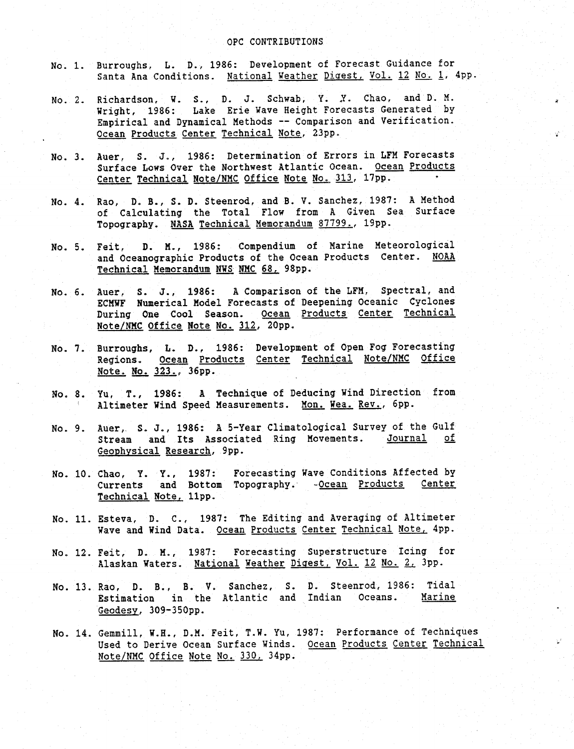# OPC CONTRIBUTIONS

No. 1. Burroughs, L. D., 1986: Development of Forecast Guidance for Santa Ana Conditions. National Weather Digest, Vol. 12 No. 1, 4pp.

No. 2. Richardson, W. S., D. J. Schwab, Y. Y. Chao, and D. M. Wright, 1986: Lake Erie Wave Height Forecasts Generated by Empirical and Dynamical Methods -- Comparison and Verification. Ocean Products Center Technical Note, 23pp.

No. 3. Auer, S. J., 1986: Determination of Errors in LFM Forecasts Surface Lows Over the Northwest Atlantic Ocean. Ocean Products Center Technical Note/NMC Office Note No. 313, 17pp.

No. 4. Rao, D. B., S. D. Steenrod, and B. V. Sanchez, 1987: A Method of Calculating the Total Flow from A Given Sea Surface Topography. NASA Technical Memorandum 87799., 19pp.

No. 5. Feit, D. M., 1986: Compendium of Marine Meteorological and Oceanographic Products of the Ocean Products Center. NOAA Technical Memorandum NWS NMC 68, 98pp.

No. 6. Auer, S. J., 1986: A Comparison of the LFM, Spectral, and ECMWF Numerical Model Forecasts of Deepening Oceanic Cyclones During One Cool Season. Ocean Products Center Technical Note/NMC Office Note No. 312, 20pp.

No. 7. Burroughs, L. D., 1986: Development of Open Fog Forecasting Regions. Ocean Products Center Technical Note/NMC Office Note. No. 323., 36pp.

No. 8. Yu, T., 1986: A Technique of Deducing Wind Direction from Altimeter Wind Speed Measurements. Mon. Wea. Rev., 6pp.

No. 9. Auer, S. J., 1986: A 5-Year Climatological Survey of the Gulf Stream and Its Associated Ring Movements. Journal of Geophysical Research, 9pp.

No. 10. Chao, Y. Y., 1987: Forecasting Wave Conditions Affected by Currents and Bottom Topography. Ocean Products Center Technical Note, 11pp.

No. 11. Esteva, D. C., 1987: The Editing and Averaging of Altimeter Wave and Wind Data. Ocean Products Center Technical Note, 4pp.

No. 12. Feit, D. M., 1987: Forecasting Superstructure Icing for Alaskan Waters. National Weather Digest, Vol. 12 No. 2, 3pp.

No. 13. Rao, D. B., B. V. Sanchez, S. D. Steenrod, 1986: Tidal Estimation in the Atlantic and Indian Oceans. Marine Geodesy, 309-350pp.

No. 14. Gemmill, W.H., D.M. Feit, T.W. Yu, 1987: Performance of Techniques Used to Derive Ocean Surface Winds. Ocean Products Center Technical Note/NMC Office Note No. 330, 34pp.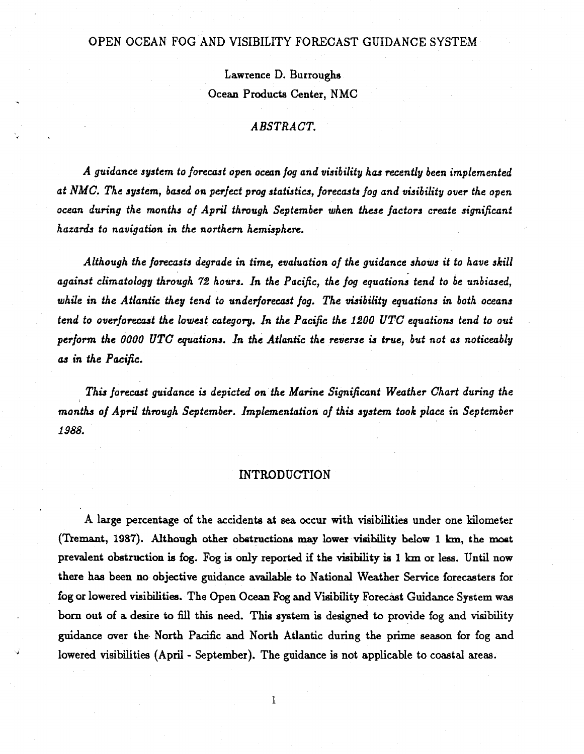# OPEN OCEAN FOG AND VISIBILITY FORECAST GUIDANCE SYSTEM

Lawrence D. Burroughs
Ocean Products Center, NMC

## *ABSTRACT.*

*A guidance system to forecast open ocean fog and visibility has recently been implemented at NMC. The system, based on perfect prog statistics, forecasts fog and visibility over the open ocean during the months of April through September when these factors create significant hazards to navigation in the northern hemisphere.*

*Although the forecasts degrade in time, evaluation of the guidance shows it to have skill against climatology through 72 hours. In the Pacific, the fog equations tend to be unbiased, while in the Atlantic they tend to underforecast fog. The visibility equations in both oceans tend to overforecast the lowest category. In the Pacific the 1200 UTC equations tend to out perform the 0000 UTC equations. In the Atlantic the reverse is true, but not as noticeably as in the Pacific.*

*This forecast guidance is depicted on the Marine Significant Weather Chart during the months of April through September. Implementation of this system took place in September 1988.*

## INTRODUCTION

A large percentage of the accidents at sea occur with visibilities under one kilometer (Tremant, 1987). Although other obstructions may lower visibility below 1 km, the most prevalent obstruction is fog. Fog is only reported if the visibility is 1 km or less. Until now there has been no objective guidance available to National Weather Service forecasters for fog or lowered visibilities. The Open Ocean Fog and Visibility Forecast Guidance System was born out of a desire to fill this need. This system is designed to provide fog and visibility guidance over the North Pacific and North Atlantic during the prime season for fog and lowered visibilities (April - September). The guidance is not applicable to coastal areas.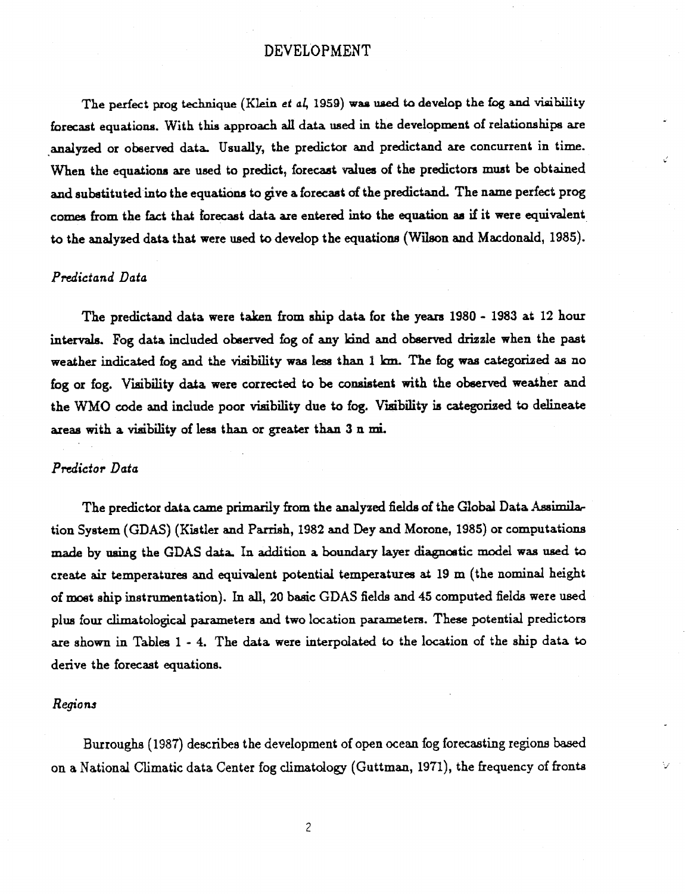# DEVELOPMENT

The perfect prog technique (Klein *et al*, 1959) was used to develop the fog and visibility forecast equations. With this approach all data used in the development of relationships are analyzed or observed data. Usually, the predictor and predictand are concurrent in time. When the equations are used to predict, forecast values of the predictors must be obtained and substituted into the equations to give a forecast of the predictand. The name perfect prog comes from the fact that forecast data are entered into the equation as if it were equivalent to the analyzed data that were used to develop the equations (Wilson and Macdonald, 1985).

### *Predictand Data*

The predictand data were taken from ship data for the years 1980 - 1983 at 12 hour intervals. Fog data included observed fog of any kind and observed drizzle when the past weather indicated fog and the visibility was less than 1 km. The fog was categorized as no fog or fog. Visibility data were corrected to be consistent with the observed weather and the WMO code and include poor visibility due to fog. Visibility is categorized to delineate areas with a visibility of less than or greater than 3 n mi.

### *Predictor Data*

The predictor data came primarily from the analyzed fields of the Global Data Assimilation System (GDAS) (Kistler and Parrish, 1982 and Dey and Morone, 1985) or computations made by using the GDAS data. In addition a boundary layer diagnostic model was used to create air temperatures and equivalent potential temperatures at 19 m (the nominal height of most ship instrumentation). In all, 20 basic GDAS fields and 45 computed fields were used plus four climatological parameters and two location parameters. These potential predictors are shown in Tables 1 - 4. The data were interpolated to the location of the ship data to derive the forecast equations.

### *Regions*

Burroughs (1987) describes the development of open ocean fog forecasting regions based on a National Climatic data Center fog climatology (Guttman, 1971), the frequency of fronts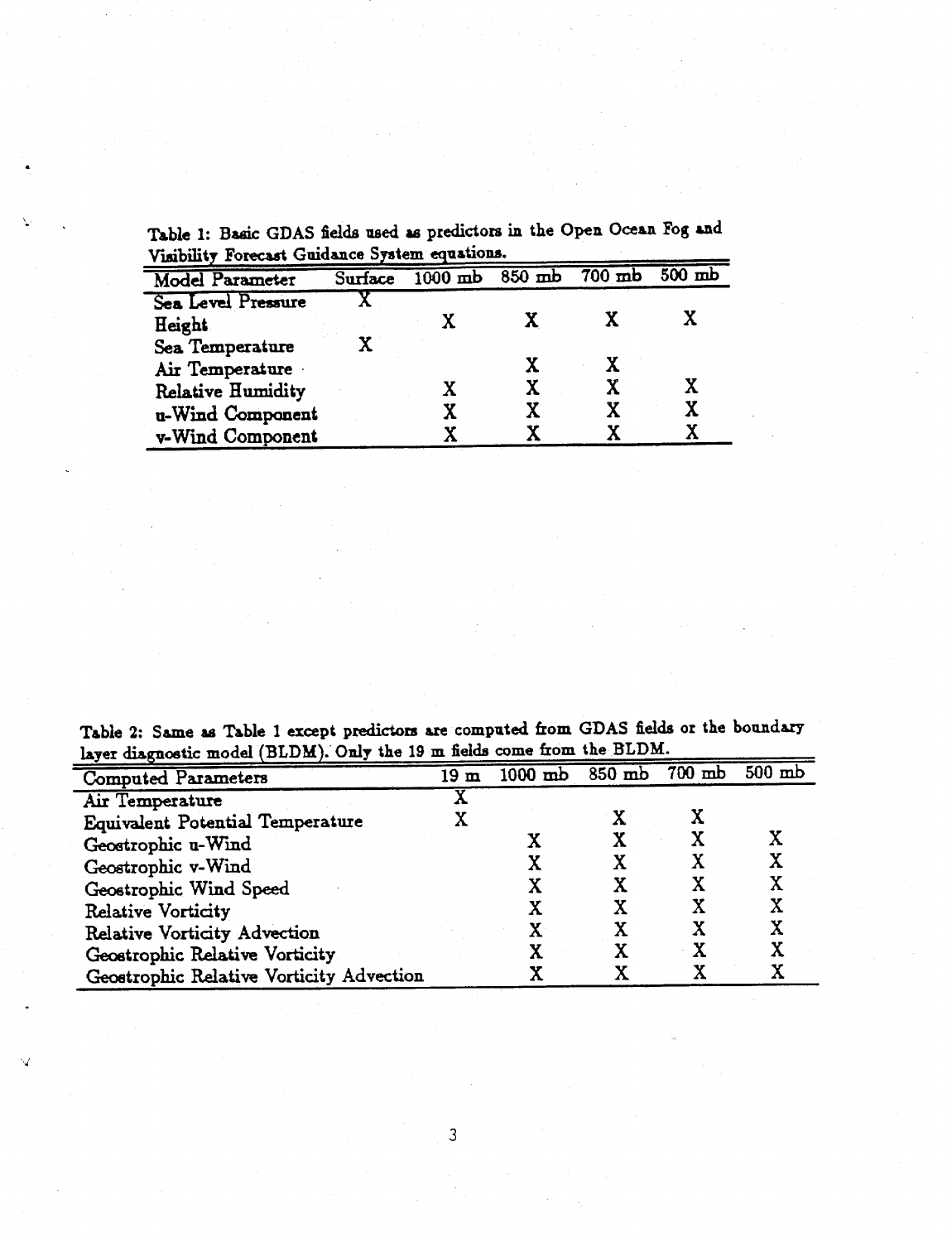Table 1: Basic GDAS fields used as predictors in the Open Ocean Fog and Visibility Forecast Guidance System equations.

| Model Parameter | Surface | 1000 mb | 850 mb | 700 mb | 500 mb |
|---|---|---|---|---|---|
| Sea Level Pressure | X | | | | |
| Height | | X | X | X | X |
| Sea Temperature | X | | | | |
| Air Temperature | | | X | X | |
| Relative Humidity | | X | X | X | X |
| u-Wind Component | | X | X | X | X |
| v-Wind Component | | X | X | X | X |

Table 2: Same as Table 1 except predictors are computed from GDAS fields or the boundary layer diagnostic model (BLDM). Only the 19 m fields come from the BLDM.

| Computed Parameters | 19 m | 1000 mb | 850 mb | 700 mb | 500 mb |
|---|---|---|---|---|---|
| Air Temperature | X | | | | |
| Equivalent Potential Temperature | X | | X | X | |
| Geostrophic u-Wind | | X | X | X | X |
| Geostrophic v-Wind | | X | X | X | X |
| Geostrophic Wind Speed | | X | X | X | X |
| Relative Vorticity | | X | X | X | X |
| Relative Vorticity Advection | | X | X | X | X |
| Geostrophic Relative Vorticity | | X | X | X | X |
| Geostrophic Relative Vorticity Advection | | X | X | X | X |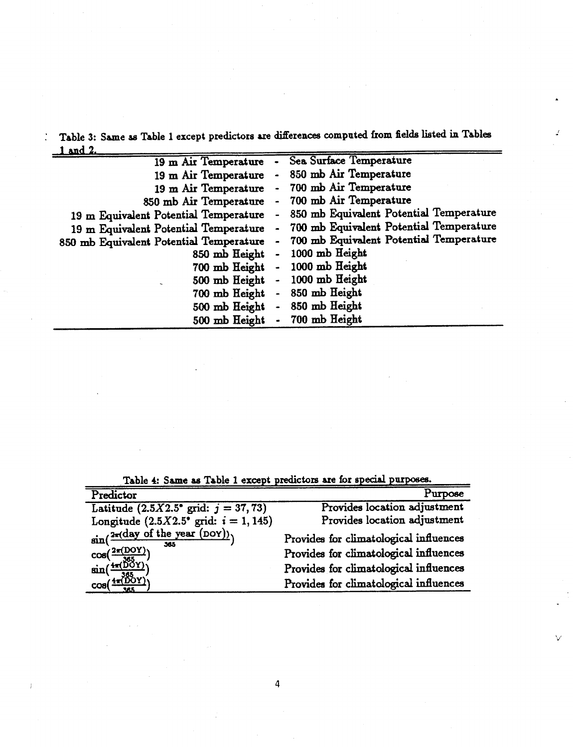Table 3: Same as Table 1 except predictors are differences computed from fields listed in Tables 1 and 2.

| | | |
|---:|---|:---|
| 19 m Air Temperature | - | Sea Surface Temperature |
| 19 m Air Temperature | - | 850 mb Air Temperature |
| 19 m Air Temperature | - | 700 mb Air Temperature |
| 850 mb Air Temperature | - | 700 mb Air Temperature |
| 19 m Equivalent Potential Temperature | - | 850 mb Equivalent Potential Temperature |
| 19 m Equivalent Potential Temperature | - | 700 mb Equivalent Potential Temperature |
| 850 mb Equivalent Potential Temperature | - | 700 mb Equivalent Potential Temperature |
| 850 mb Height | - | 1000 mb Height |
| 700 mb Height | - | 1000 mb Height |
| 500 mb Height | - | 1000 mb Height |
| 700 mb Height | - | 850 mb Height |
| 500 mb Height | - | 850 mb Height |
| 500 mb Height | - | 700 mb Height |

Table 4: Same as Table 1 except predictors are for special purposes.

| Predictor | Purpose |
|---|---:|
| Latitude ($2.5X2.5^\circ$ grid: $j = 37, 73$) | Provides location adjustment |
| Longitude ($2.5X2.5^\circ$ grid: $i = 1, 145$) | Provides location adjustment |
| $\sin(\frac{2\pi(\text{day of the year (DOY)})}{365})$ | Provides for climatological influences |
| $\cos(\frac{2\pi(\text{DOY})}{365})$ | Provides for climatological influences |
| $\sin(\frac{4\pi(\text{DOY})}{365})$ | Provides for climatological influences |
| $\cos(\frac{4\pi(\text{DOY})}{365})$ | Provides for climatological influences |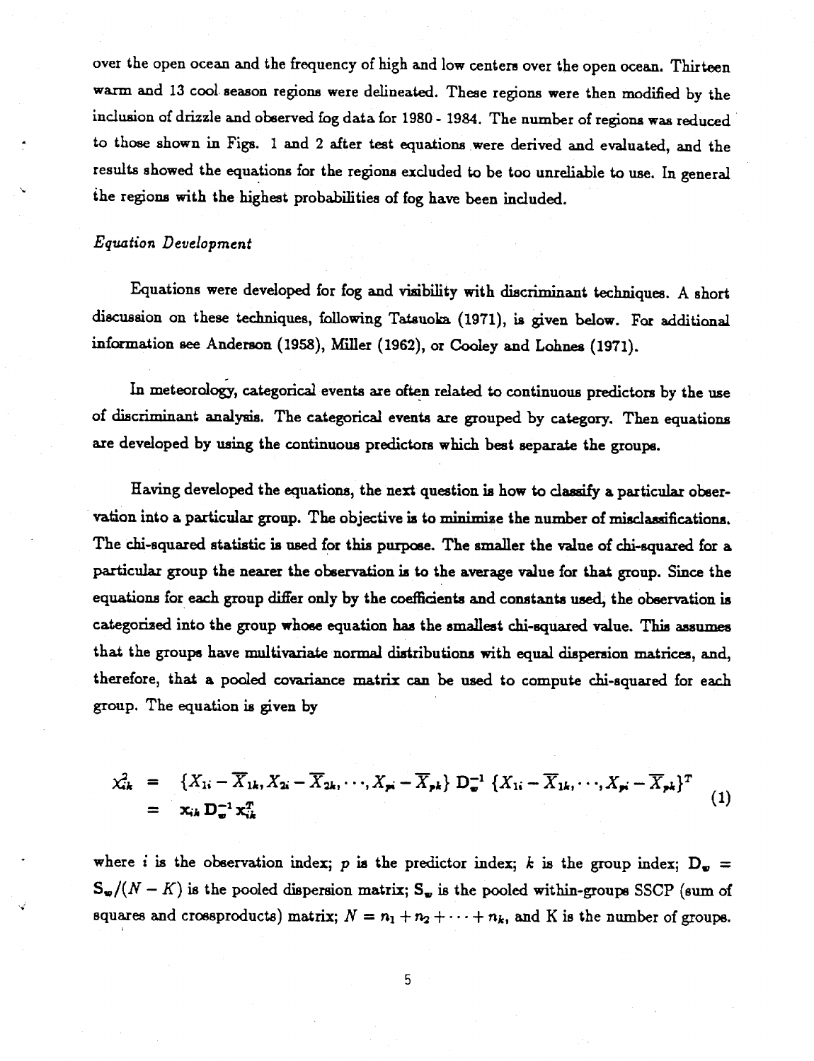over the open ocean and the frequency of high and low centers over the open ocean. Thirteen warm and 13 cool season regions were delineated. These regions were then modified by the inclusion of drizzle and observed fog data for 1980 - 1984. The number of regions was reduced to those shown in Figs. 1 and 2 after test equations were derived and evaluated, and the results showed the equations for the regions excluded to be too unreliable to use. In general the regions with the highest probabilities of fog have been included.

*Equation Development*

Equations were developed for fog and visibility with discriminant techniques. A short discussion on these techniques, following Tatsuoka (1971), is given below. For additional information see Anderson (1958), Miller (1962), or Cooley and Lohnes (1971).

In meteorology, categorical events are often related to continuous predictors by the use of discriminant analysis. The categorical events are grouped by category. Then equations are developed by using the continuous predictors which best separate the groups.

Having developed the equations, the next question is how to classify a particular observation into a particular group. The objective is to minimize the number of misclassifications. The chi-squared statistic is used for this purpose. The smaller the value of chi-squared for a particular group the nearer the observation is to the average value for that group. Since the equations for each group differ only by the coefficients and constants used, the observation is categorized into the group whose equation has the smallest chi-squared value. This assumes that the groups have multivariate normal distributions with equal dispersion matrices, and, therefore, that a pooled covariance matrix can be used to compute chi-squared for each group. The equation is given by

$$
\begin{aligned}
\chi^2_{ik} &= \{X_{1i} - \overline{X}_{1k}, X_{2i} - \overline{X}_{2k}, \cdots, X_{pi} - \overline{X}_{pk}\} \, \mathbf{D}_w^{-1} \, \{X_{1i} - \overline{X}_{1k}, \cdots, X_{pi} - \overline{X}_{pk}\}^T \\
&= \mathbf{x}_{ik} \, \mathbf{D}_w^{-1} \, \mathbf{x}_{ik}^T
\end{aligned}
\tag{1}
$$

where $i$ is the observation index; $p$ is the predictor index; $k$ is the group index; $\mathbf{D}_w = \mathbf{S}_w/(N-K)$ is the pooled dispersion matrix; $\mathbf{S}_w$ is the pooled within-groups SSCP (sum of squares and crossproducts) matrix; $N = n_1 + n_2 + \cdots + n_k$, and K is the number of groups.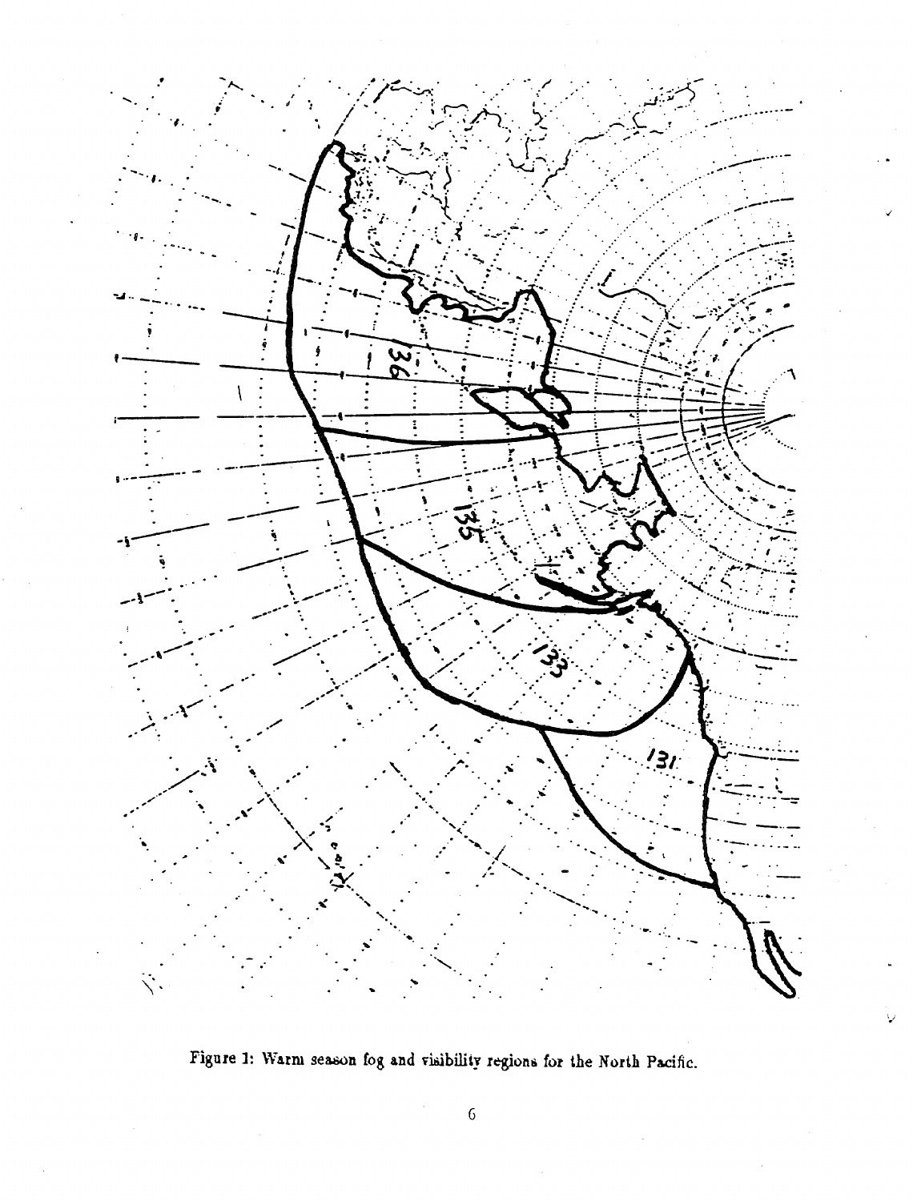Figure 1: Warm season fog and visibility regions for the North Pacific.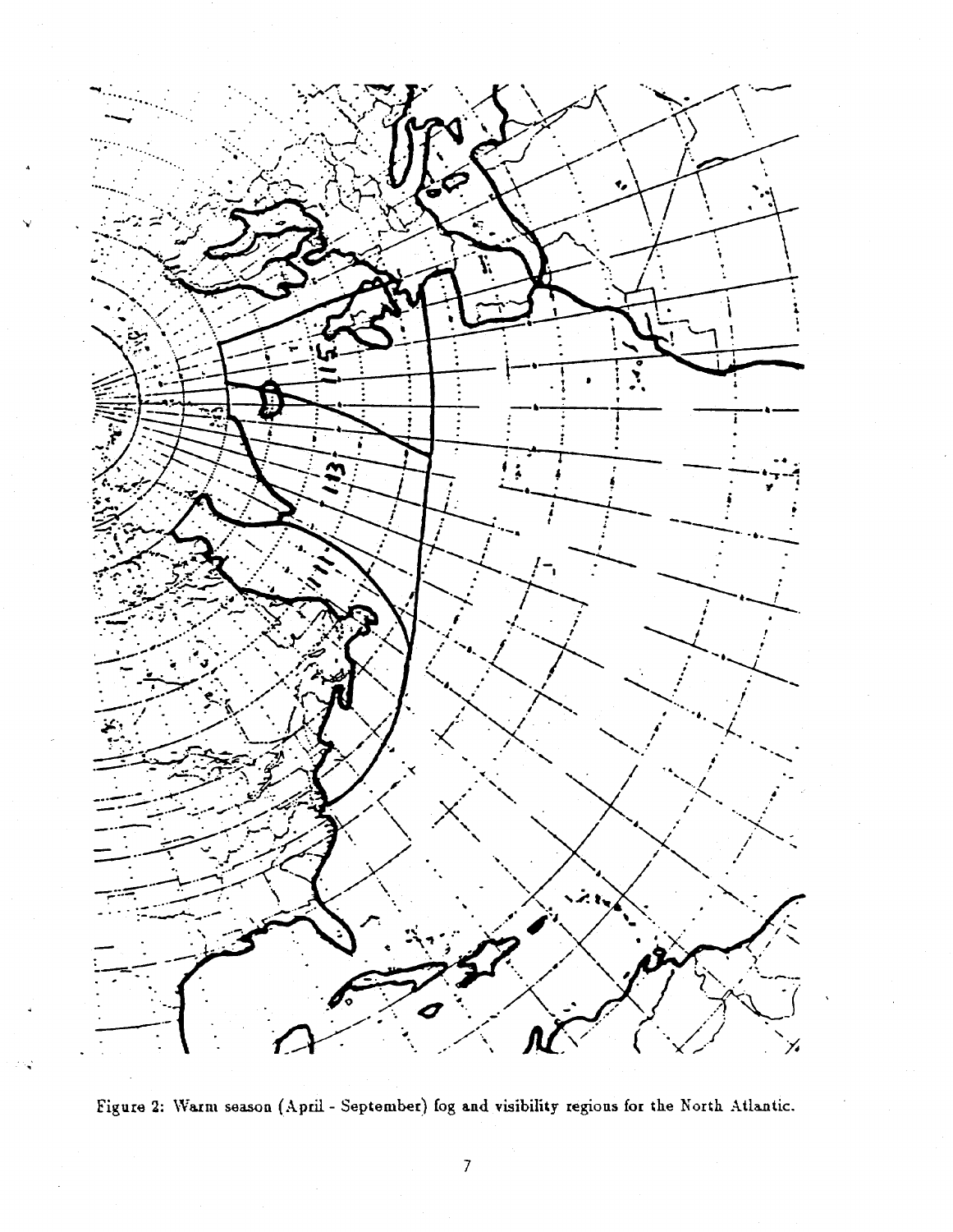Figure 2: Warm season (April - September) fog and visibility regions for the North Atlantic.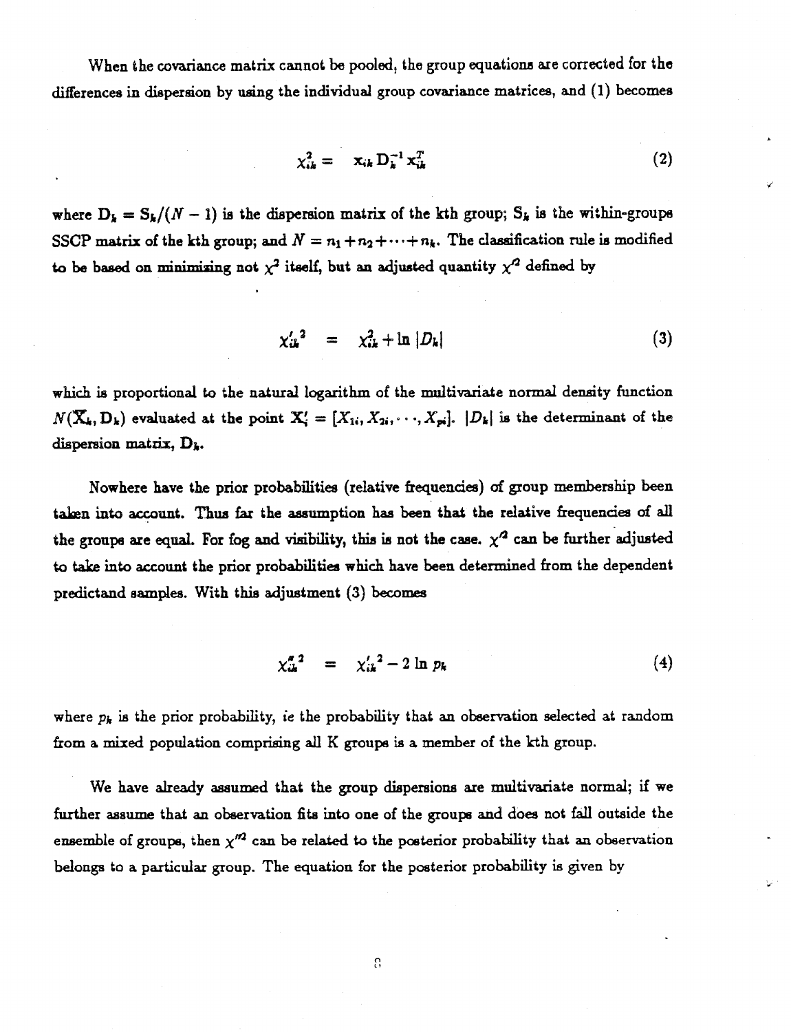When the covariance matrix cannot be pooled, the group equations are corrected for the differences in dispersion by using the individual group covariance matrices, and (1) becomes

$$\chi_{ik}^2 = \mathbf{x}_{ik}\,\mathbf{D}_k^{-1}\,\mathbf{x}_{ik}^T \tag{2}$$

where $\mathbf{D}_k = \mathbf{S}_k/(N-1)$ is the dispersion matrix of the kth group; $\mathbf{S}_k$ is the within-groups SSCP matrix of the kth group; and $N = n_1 + n_2 + \cdots + n_k$. The classification rule is modified to be based on minimizing not $\chi^2$ itself, but an adjusted quantity $\chi'^2$ defined by

$$\chi_{ik}'^{\,2} = \chi_{ik}^2 + \ln |D_k| \tag{3}$$

which is proportional to the natural logarithm of the multivariate normal density function $N(\bar{\mathbf{X}}_k, \mathbf{D}_k)$ evaluated at the point $\mathbf{X}_i' = [X_{1i}, X_{2i}, \cdots, X_{pi}]$. $|D_k|$ is the determinant of the dispersion matrix, $\mathbf{D}_k$.

Nowhere have the prior probabilities (relative frequencies) of group membership been taken into account. Thus far the assumption has been that the relative frequencies of all the groups are equal. For fog and visibility, this is not the case. $\chi'^2$ can be further adjusted to take into account the prior probabilities which have been determined from the dependent predictand samples. With this adjustment (3) becomes

$$\chi_{ik}''^{\,2} = \chi_{ik}'^{\,2} - 2\ln p_k \tag{4}$$

where $p_k$ is the prior probability, *ie* the probability that an observation selected at random from a mixed population comprising all K groups is a member of the kth group.

We have already assumed that the group dispersions are multivariate normal; if we further assume that an observation fits into one of the groups and does not fall outside the ensemble of groups, then $\chi''^2$ can be related to the posterior probability that an observation belongs to a particular group. The equation for the posterior probability is given by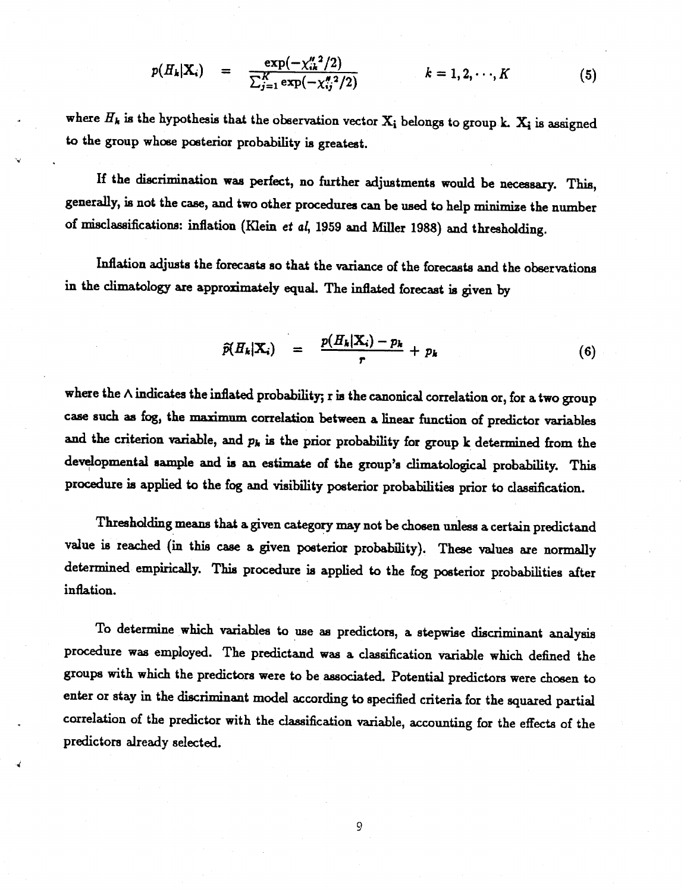$$p(H_k|\mathbf{X}_i) \quad = \quad \frac{\exp(-\chi_{ik}''^2/2)}{\sum_{j=1}^{K} \exp(-\chi_{ij}''^2/2)} \qquad k = 1, 2, \cdots, K \tag{5}$$

where $H_k$ is the hypothesis that the observation vector $\mathbf{X}_i$ belongs to group k. $\mathbf{X}_i$ is assigned to the group whose posterior probability is greatest.

If the discrimination was perfect, no further adjustments would be necessary. This, generally, is not the case, and two other procedures can be used to help minimize the number of misclassifications: inflation (Klein *et al*, 1959 and Miller 1988) and thresholding.

Inflation adjusts the forecasts so that the variance of the forecasts and the observations in the climatology are approximately equal. The inflated forecast is given by

$$\hat{p}(H_k|\mathbf{X}_i) \quad = \quad \frac{p(H_k|\mathbf{X}_i) - p_k}{r} + p_k \tag{6}$$

where the $\wedge$ indicates the inflated probability; r is the canonical correlation or, for a two group case such as fog, the maximum correlation between a linear function of predictor variables and the criterion variable, and $p_k$ is the prior probability for group k determined from the developmental sample and is an estimate of the group's climatological probability. This procedure is applied to the fog and visibility posterior probabilities prior to classification.

Thresholding means that a given category may not be chosen unless a certain predictand value is reached (in this case a given posterior probability). These values are normally determined empirically. This procedure is applied to the fog posterior probabilities after inflation.

To determine which variables to use as predictors, a stepwise discriminant analysis procedure was employed. The predictand was a classification variable which defined the groups with which the predictors were to be associated. Potential predictors were chosen to enter or stay in the discriminant model according to specified criteria for the squared partial correlation of the predictor with the classification variable, accounting for the effects of the predictors already selected.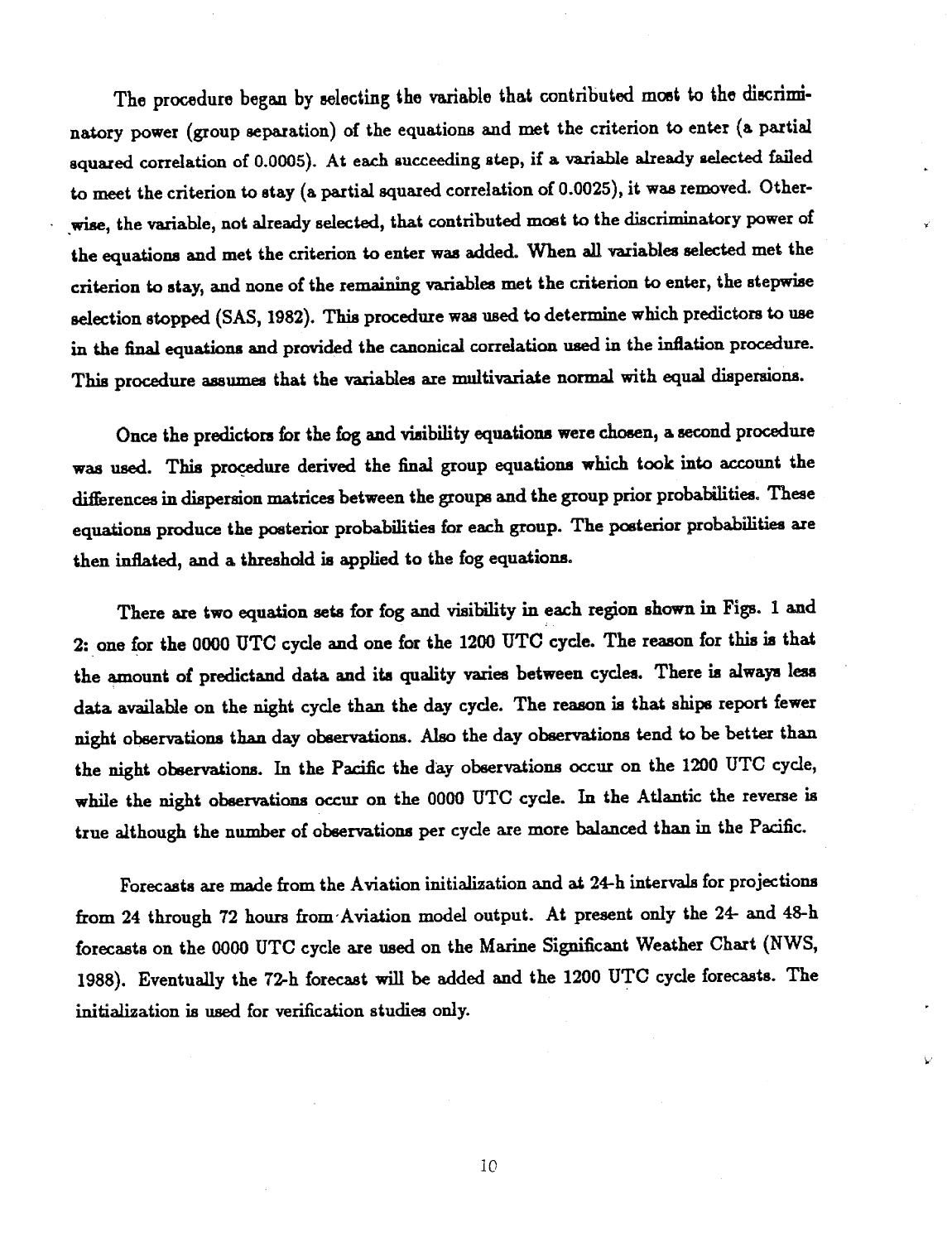The procedure began by selecting the variable that contributed most to the discriminatory power (group separation) of the equations and met the criterion to enter (a partial squared correlation of 0.0005). At each succeeding step, if a variable already selected failed to meet the criterion to stay (a partial squared correlation of 0.0025), it was removed. Otherwise, the variable, not already selected, that contributed most to the discriminatory power of the equations and met the criterion to enter was added. When all variables selected met the criterion to stay, and none of the remaining variables met the criterion to enter, the stepwise selection stopped (SAS, 1982). This procedure was used to determine which predictors to use in the final equations and provided the canonical correlation used in the inflation procedure. This procedure assumes that the variables are multivariate normal with equal dispersions.

Once the predictors for the fog and visibility equations were chosen, a second procedure was used. This procedure derived the final group equations which took into account the differences in dispersion matrices between the groups and the group prior probabilities. These equations produce the posterior probabilities for each group. The posterior probabilities are then inflated, and a threshold is applied to the fog equations.

There are two equation sets for fog and visibility in each region shown in Figs. 1 and 2: one for the 0000 UTC cycle and one for the 1200 UTC cycle. The reason for this is that the amount of predictand data and its quality varies between cycles. There is always less data available on the night cycle than the day cycle. The reason is that ships report fewer night observations than day observations. Also the day observations tend to be better than the night observations. In the Pacific the day observations occur on the 1200 UTC cycle, while the night observations occur on the 0000 UTC cycle. In the Atlantic the reverse is true although the number of observations per cycle are more balanced than in the Pacific.

Forecasts are made from the Aviation initialization and at 24-h intervals for projections from 24 through 72 hours from Aviation model output. At present only the 24- and 48-h forecasts on the 0000 UTC cycle are used on the Marine Significant Weather Chart (NWS, 1988). Eventually the 72-h forecast will be added and the 1200 UTC cycle forecasts. The initialization is used for verification studies only.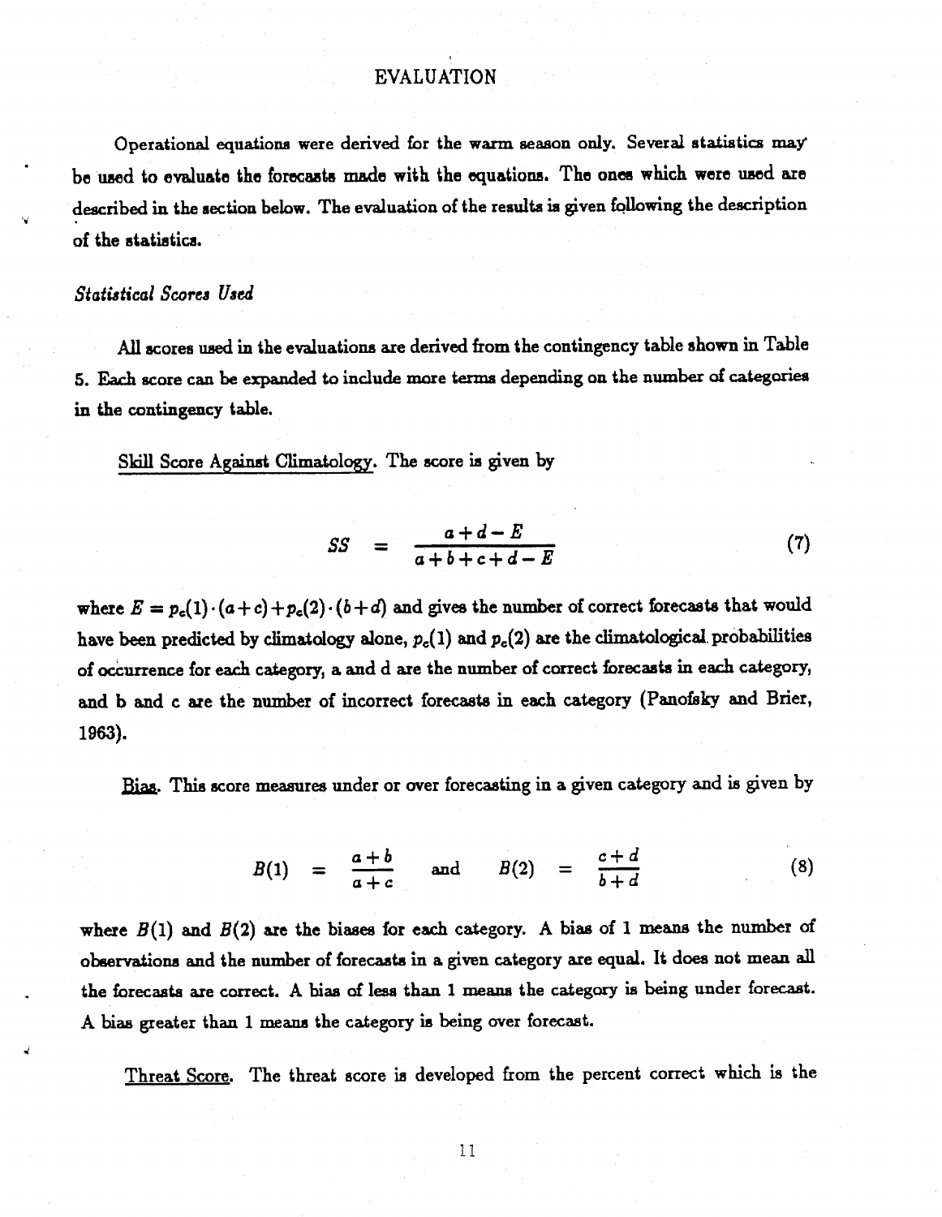# EVALUATION

Operational equations were derived for the warm season only. Several statistics may be used to evaluate the forecasts made with the equations. The ones which were used are described in the section below. The evaluation of the results is given following the description of the statistics.

### *Statistical Scores Used*

All scores used in the evaluations are derived from the contingency table shown in Table 5. Each score can be expanded to include more terms depending on the number of categories in the contingency table.

Skill Score Against Climatology. The score is given by

$$SS = \frac{a + d - E}{a + b + c + d - E} \tag{7}$$

where $E = p_c(1) \cdot (a + c) + p_c(2) \cdot (b + d)$ and gives the number of correct forecasts that would have been predicted by climatology alone, $p_c(1)$ and $p_c(2)$ are the climatological probabilities of occurrence for each category, a and d are the number of correct forecasts in each category, and b and c are the number of incorrect forecasts in each category (Panofsky and Brier, 1963).

Bias. This score measures under or over forecasting in a given category and is given by

$$B(1) = \frac{a + b}{a + c} \quad \text{and} \quad B(2) = \frac{c + d}{b + d} \tag{8}$$

where $B(1)$ and $B(2)$ are the biases for each category. A bias of 1 means the number of observations and the number of forecasts in a given category are equal. It does not mean all the forecasts are correct. A bias of less than 1 means the category is being under forecast. A bias greater than 1 means the category is being over forecast.

Threat Score. The threat score is developed from the percent correct which is the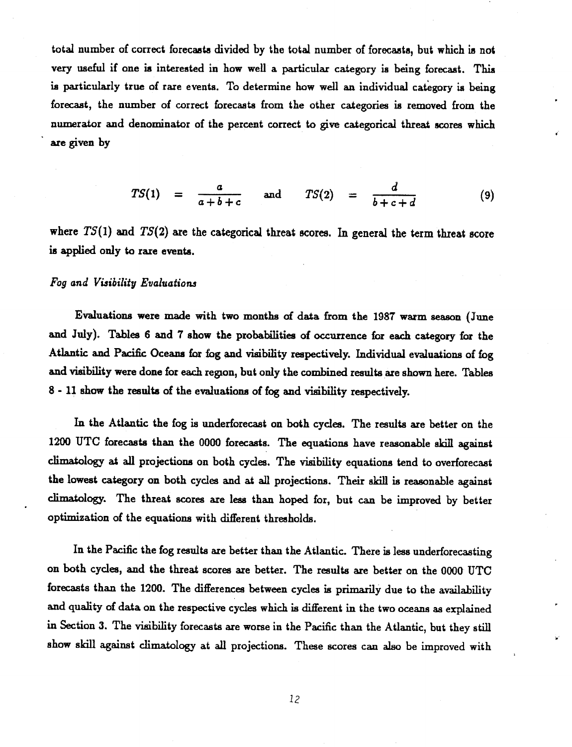total number of correct forecasts divided by the total number of forecasts, but which is not very useful if one is interested in how well a particular category is being forecast. This is particularly true of rare events. To determine how well an individual category is being forecast, the number of correct forecasts from the other categories is removed from the numerator and denominator of the percent correct to give categorical threat scores which are given by

$$TS(1) = \frac{a}{a+b+c} \quad \text{and} \quad TS(2) = \frac{d}{b+c+d} \tag{9}$$

where $TS(1)$ and $TS(2)$ are the categorical threat scores. In general the term threat score is applied only to rare events.

*Fog and Visibility Evaluations*

Evaluations were made with two months of data from the 1987 warm season (June and July). Tables 6 and 7 show the probabilities of occurrence for each category for the Atlantic and Pacific Oceans for fog and visibility respectively. Individual evaluations of fog and visibility were done for each region, but only the combined results are shown here. Tables 8 - 11 show the results of the evaluations of fog and visibility respectively.

In the Atlantic the fog is underforecast on both cycles. The results are better on the 1200 UTC forecasts than the 0000 forecasts. The equations have reasonable skill against climatology at all projections on both cycles. The visibility equations tend to overforecast the lowest category on both cycles and at all projections. Their skill is reasonable against climatology. The threat scores are less than hoped for, but can be improved by better optimization of the equations with different thresholds.

In the Pacific the fog results are better than the Atlantic. There is less underforecasting on both cycles, and the threat scores are better. The results are better on the 0000 UTC forecasts than the 1200. The differences between cycles is primarily due to the availability and quality of data on the respective cycles which is different in the two oceans as explained in Section 3. The visibility forecasts are worse in the Pacific than the Atlantic, but they still show skill against climatology at all projections. These scores can also be improved with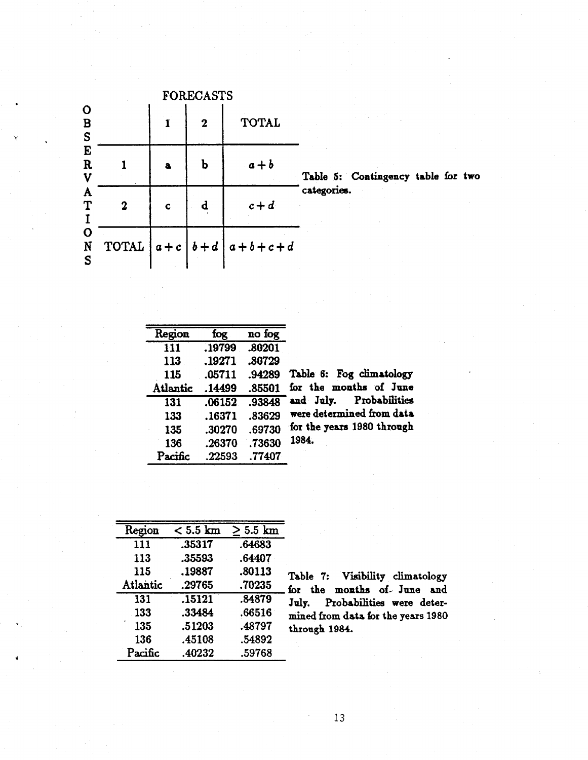|  |  | FORECASTS |  |  |
|---|---|---|---|---|
| OBSERVATIONS |  | 1 | 2 | TOTAL |
|  | 1 | a | b | $a+b$ |
|  | 2 | c | d | $c+d$ |
|  | TOTAL | $a+c$ | $b+d$ | $a+b+c+d$ |

**Table 5: Contingency table for two categories.**

| Region | fog | no fog |
|---|---|---|
| 111 | .19799 | .80201 |
| 113 | .19271 | .80729 |
| 115 | .05711 | .94289 |
| Atlantic | .14499 | .85501 |
| 131 | .06152 | .93848 |
| 133 | .16371 | .83629 |
| 135 | .30270 | .69730 |
| 136 | .26370 | .73630 |
| Pacific | .22593 | .77407 |

**Table 6: Fog climatology for the months of June and July. Probabilities were determined from data for the years 1980 through 1984.**

| Region | $< 5.5$ km | $\geq 5.5$ km |
|---|---|---|
| 111 | .35317 | .64683 |
| 113 | .35593 | .64407 |
| 115 | .19887 | .80113 |
| Atlantic | .29765 | .70235 |
| 131 | .15121 | .84879 |
| 133 | .33484 | .66516 |
| 135 | .51203 | .48797 |
| 136 | .45108 | .54892 |
| Pacific | .40232 | .59768 |

**Table 7: Visibility climatology for the months of June and July. Probabilities were determined from data for the years 1980 through 1984.**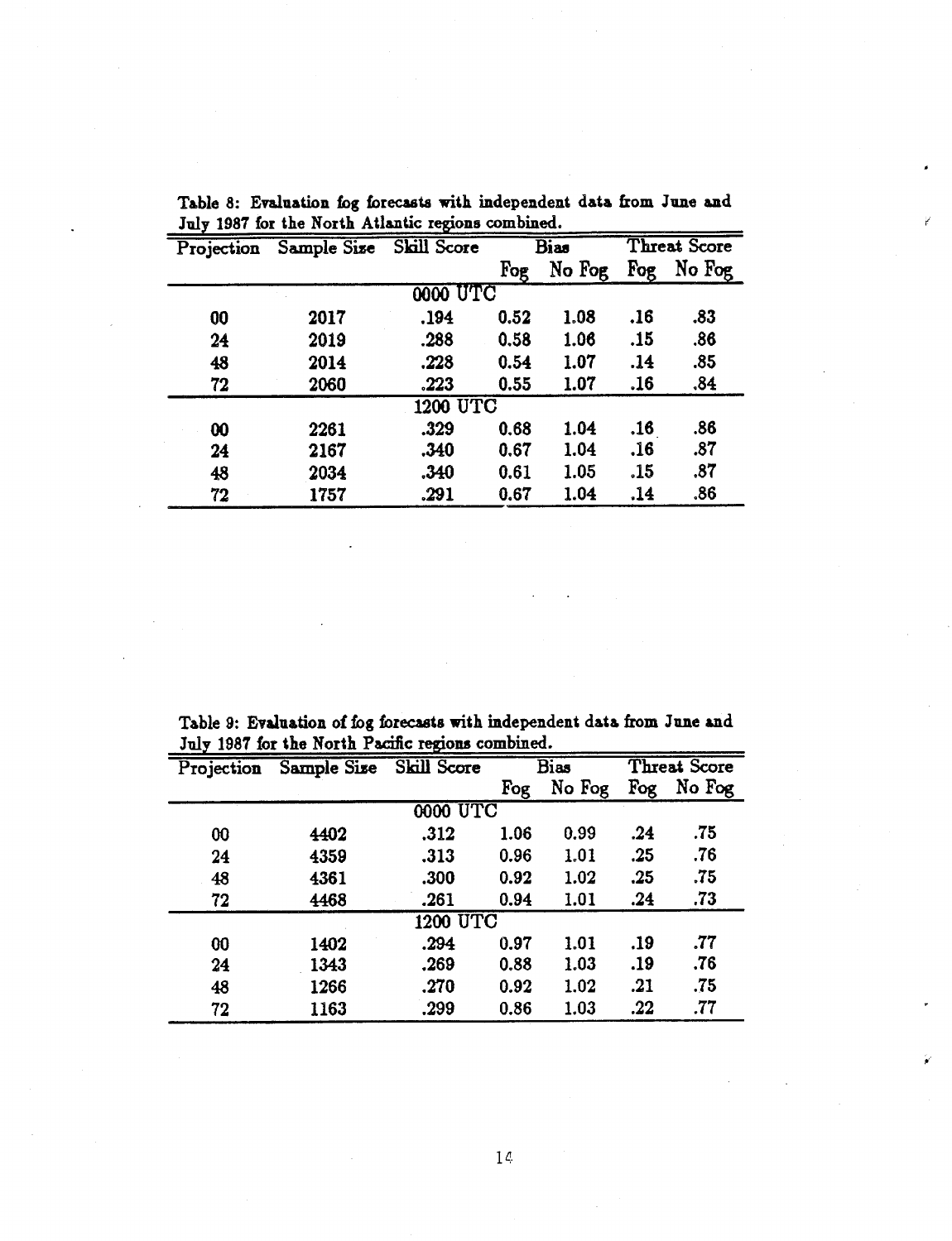Table 8: Evaluation fog forecasts with independent data from June and July 1987 for the North Atlantic regions combined.

| Projection | Sample Size | Skill Score | Bias | | Threat Score | |
|---|---|---|---|---|---|---|
| | | | Fog | No Fog | Fog | No Fog |
| | | 0000 UTC | | | | |
| 00 | 2017 | .194 | 0.52 | 1.08 | .16 | .83 |
| 24 | 2019 | .288 | 0.58 | 1.06 | .15 | .86 |
| 48 | 2014 | .228 | 0.54 | 1.07 | .14 | .85 |
| 72 | 2060 | .223 | 0.55 | 1.07 | .16 | .84 |
| | | 1200 UTC | | | | |
| 00 | 2261 | .329 | 0.68 | 1.04 | .16 | .86 |
| 24 | 2167 | .340 | 0.67 | 1.04 | .16 | .87 |
| 48 | 2034 | .340 | 0.61 | 1.05 | .15 | .87 |
| 72 | 1757 | .291 | 0.67 | 1.04 | .14 | .86 |

Table 9: Evaluation of fog forecasts with independent data from June and July 1987 for the North Pacific regions combined.

| Projection | Sample Size | Skill Score | Bias | | Threat Score | |
|---|---|---|---|---|---|---|
| | | | Fog | No Fog | Fog | No Fog |
| | | 0000 UTC | | | | |
| 00 | 4402 | .312 | 1.06 | 0.99 | .24 | .75 |
| 24 | 4359 | .313 | 0.96 | 1.01 | .25 | .76 |
| 48 | 4361 | .300 | 0.92 | 1.02 | .25 | .75 |
| 72 | 4468 | .261 | 0.94 | 1.01 | .24 | .73 |
| | | 1200 UTC | | | | |
| 00 | 1402 | .294 | 0.97 | 1.01 | .19 | .77 |
| 24 | 1343 | .269 | 0.88 | 1.03 | .19 | .76 |
| 48 | 1266 | .270 | 0.92 | 1.02 | .21 | .75 |
| 72 | 1163 | .299 | 0.86 | 1.03 | .22 | .77 |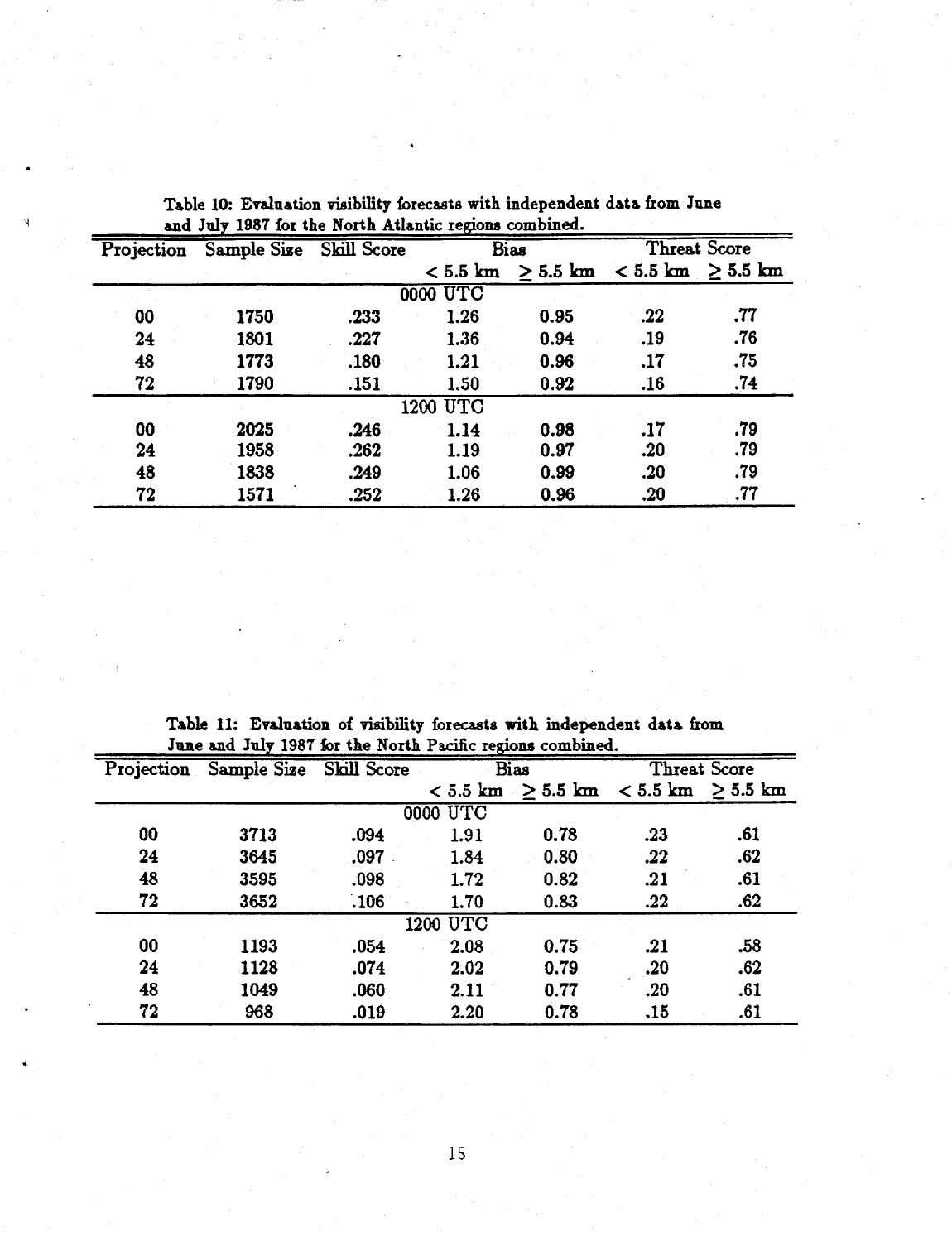Table 10: Evaluation visibility forecasts with independent data from June and July 1987 for the North Atlantic regions combined.

| Projection | Sample Size | Skill Score | Bias | | Threat Score | |
|---|---|---|---|---|---|---|
| | | | < 5.5 km | ≥ 5.5 km | < 5.5 km | ≥ 5.5 km |
| 0000 UTC | | | | | | |
| 00 | 1750 | .233 | 1.26 | 0.95 | .22 | .77 |
| 24 | 1801 | .227 | 1.36 | 0.94 | .19 | .76 |
| 48 | 1773 | .180 | 1.21 | 0.96 | .17 | .75 |
| 72 | 1790 | .151 | 1.50 | 0.92 | .16 | .74 |
| 1200 UTC | | | | | | |
| 00 | 2025 | .246 | 1.14 | 0.98 | .17 | .79 |
| 24 | 1958 | .262 | 1.19 | 0.97 | .20 | .79 |
| 48 | 1838 | .249 | 1.06 | 0.99 | .20 | .79 |
| 72 | 1571 | .252 | 1.26 | 0.96 | .20 | .77 |

Table 11: Evaluation of visibility forecasts with independent data from June and July 1987 for the North Pacific regions combined.

| Projection | Sample Size | Skill Score | Bias | | Threat Score | |
|---|---|---|---|---|---|---|
| | | | < 5.5 km | ≥ 5.5 km | < 5.5 km | ≥ 5.5 km |
| 0000 UTC | | | | | | |
| 00 | 3713 | .094 | 1.91 | 0.78 | .23 | .61 |
| 24 | 3645 | .097 | 1.84 | 0.80 | .22 | .62 |
| 48 | 3595 | .098 | 1.72 | 0.82 | .21 | .61 |
| 72 | 3652 | .106 | 1.70 | 0.83 | .22 | .62 |
| 1200 UTC | | | | | | |
| 00 | 1193 | .054 | 2.08 | 0.75 | .21 | .58 |
| 24 | 1128 | .074 | 2.02 | 0.79 | .20 | .62 |
| 48 | 1049 | .060 | 2.11 | 0.77 | .20 | .61 |
| 72 | 968 | .019 | 2.20 | 0.78 | .15 | .61 |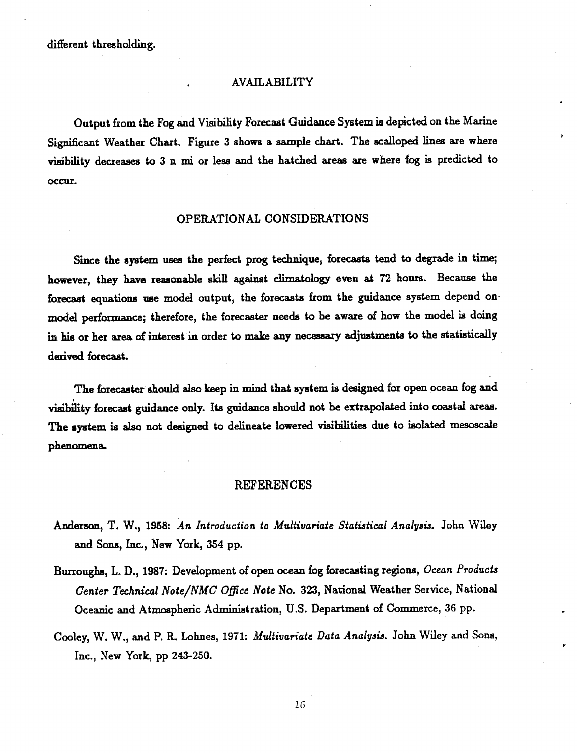different thresholding.

## AVAILABILITY

Output from the Fog and Visibility Forecast Guidance System is depicted on the Marine Significant Weather Chart. Figure 3 shows a sample chart. The scalloped lines are where visibility decreases to 3 n mi or less and the hatched areas are where fog is predicted to occur.

## OPERATIONAL CONSIDERATIONS

Since the system uses the perfect prog technique, forecasts tend to degrade in time; however, they have reasonable skill against climatology even at 72 hours. Because the forecast equations use model output, the forecasts from the guidance system depend on model performance; therefore, the forecaster needs to be aware of how the model is doing in his or her area of interest in order to make any necessary adjustments to the statistically derived forecast.

The forecaster should also keep in mind that system is designed for open ocean fog and visibility forecast guidance only. Its guidance should not be extrapolated into coastal areas. The system is also not designed to delineate lowered visibilities due to isolated mesoscale phenomena.

## REFERENCES

Anderson, T. W., 1958: *An Introduction to Multivariate Statistical Analysis.* John Wiley and Sons, Inc., New York, 354 pp.

Burroughs, L. D., 1987: Development of open ocean fog forecasting regions, *Ocean Products Center Technical Note/NMC Office Note* No. 323, National Weather Service, National Oceanic and Atmospheric Administration, U.S. Department of Commerce, 36 pp.

Cooley, W. W., and P. R. Lohnes, 1971: *Multivariate Data Analysis.* John Wiley and Sons, Inc., New York, pp 243-250.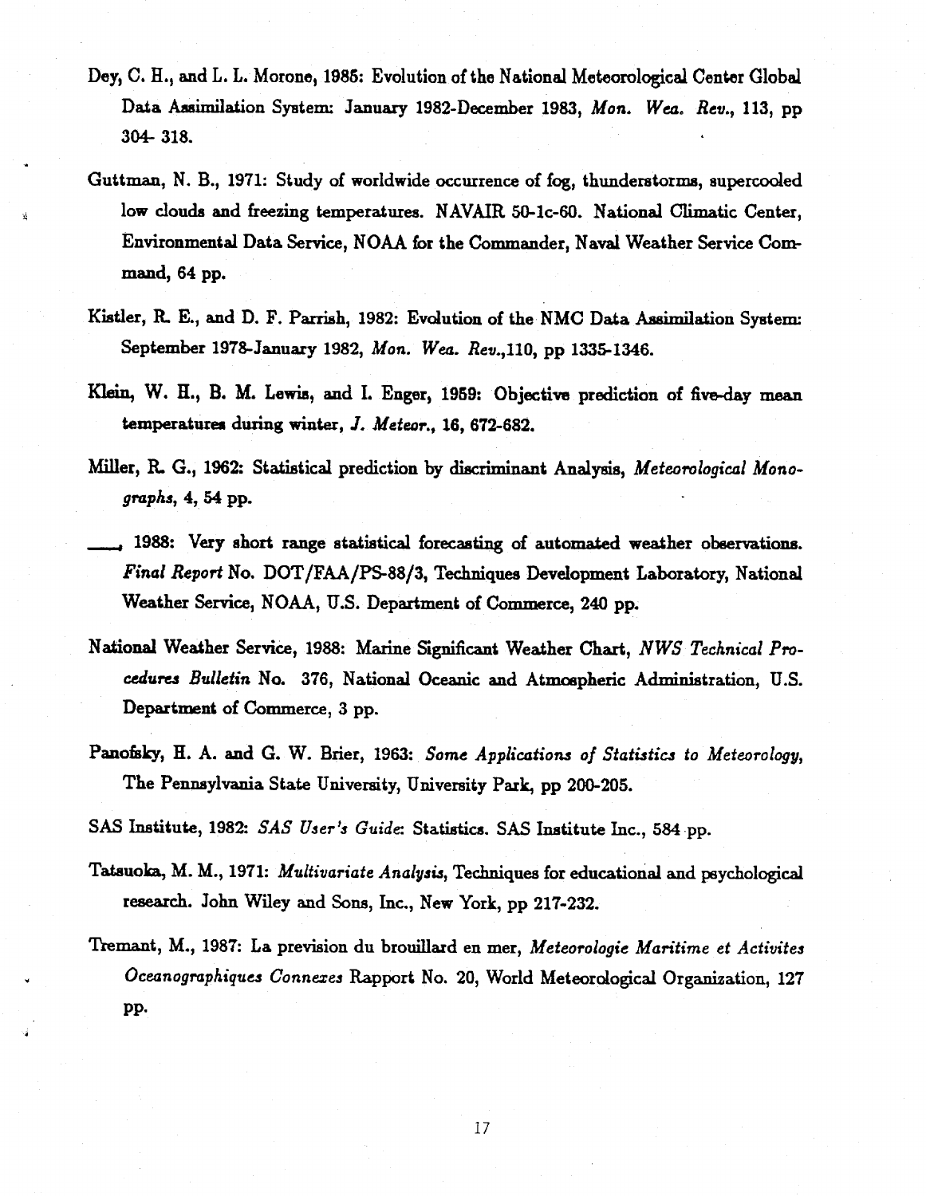Dey, C. H., and L. L. Morone, 1985: Evolution of the National Meteorological Center Global Data Assimilation System: January 1982-December 1983, *Mon. Wea. Rev.*, 113, pp 304- 318.

Guttman, N. B., 1971: Study of worldwide occurrence of fog, thunderstorms, supercooled low clouds and freezing temperatures. NAVAIR 50-1c-60. National Climatic Center, Environmental Data Service, NOAA for the Commander, Naval Weather Service Command, 64 pp.

Kistler, R. E., and D. F. Parrish, 1982: Evolution of the NMC Data Assimilation System: September 1978-January 1982, *Mon. Wea. Rev.*,110, pp 1335-1346.

Klein, W. H., B. M. Lewis, and I. Enger, 1959: Objective prediction of five-day mean temperatures during winter, *J. Meteor.*, 16, 672-682.

Miller, R. G., 1962: Statistical prediction by discriminant Analysis, *Meteorological Monographs*, 4, 54 pp.

\_\_\_\_, 1988: Very short range statistical forecasting of automated weather observations. *Final Report* No. DOT/FAA/PS-88/3, Techniques Development Laboratory, National Weather Service, NOAA, U.S. Department of Commerce, 240 pp.

National Weather Service, 1988: Marine Significant Weather Chart, *NWS Technical Procedures Bulletin* No. 376, National Oceanic and Atmospheric Administration, U.S. Department of Commerce, 3 pp.

Panofsky, H. A. and G. W. Brier, 1963: *Some Applications of Statistics to Meteorology*, The Pennsylvania State University, University Park, pp 200-205.

SAS Institute, 1982: *SAS User's Guide*: Statistics. SAS Institute Inc., 584 pp.

Tatsuoka, M. M., 1971: *Multivariate Analysis*, Techniques for educational and psychological research. John Wiley and Sons, Inc., New York, pp 217-232.

Tremant, M., 1987: La prevision du brouillard en mer, *Meteorologie Maritime et Activites Oceanographiques Connexes* Rapport No. 20, World Meteorological Organization, 127 pp.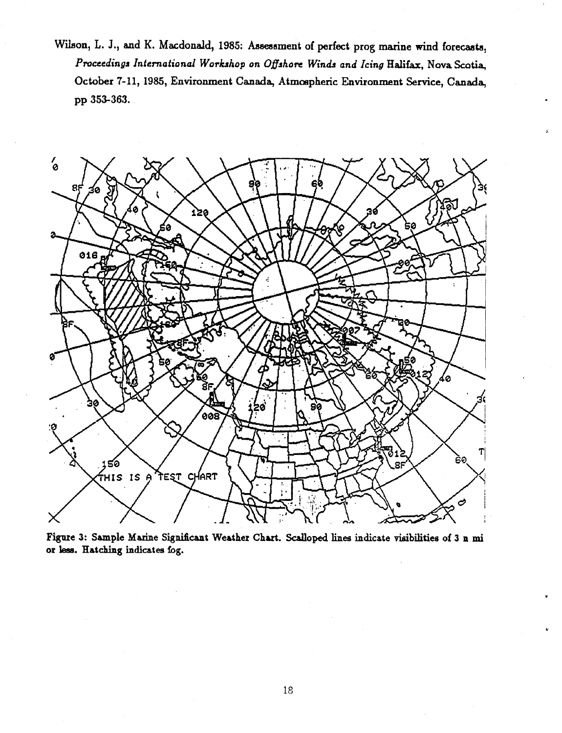Wilson, L. J., and K. Macdonald, 1985: Assessment of perfect prog marine wind forecasts, *Proceedings International Workshop on Offshore Winds and Icing* Halifax, Nova Scotia, October 7-11, 1985, Environment Canada, Atmospheric Environment Service, Canada, pp 353-363.

**Figure 3: Sample Marine Significant Weather Chart. Scalloped lines indicate visibilities of 3 n mi or less. Hatching indicates fog.**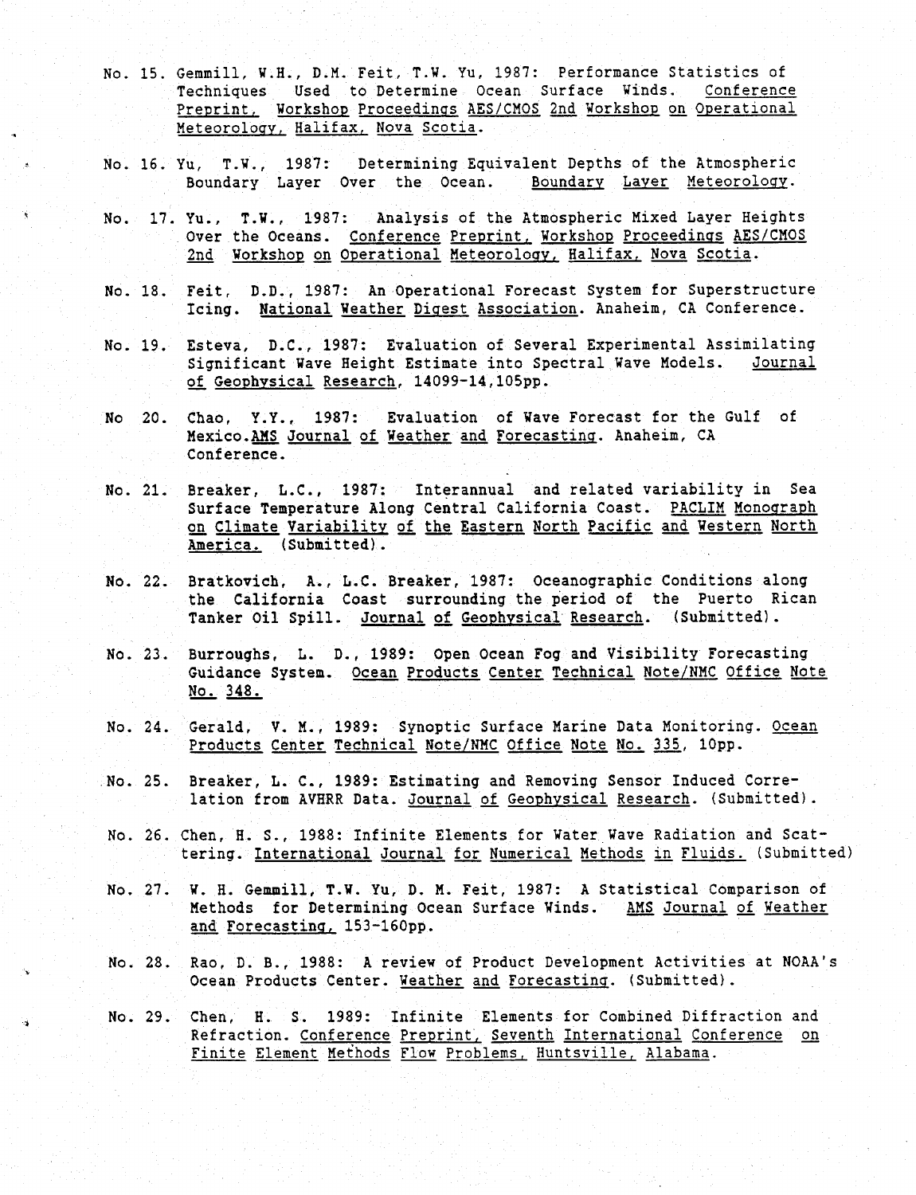No. 15. Gemmill, W.H., D.M. Feit, T.W. Yu, 1987: Performance Statistics of Techniques Used to Determine Ocean Surface Winds. Conference Preprint, Workshop Proceedings AES/CMOS 2nd Workshop on Operational Meteorology, Halifax, Nova Scotia.

No. 16. Yu, T.W., 1987: Determining Equivalent Depths of the Atmospheric Boundary Layer Over the Ocean. Boundary Layer Meteorology.

No. 17. Yu., T.W., 1987: Analysis of the Atmospheric Mixed Layer Heights Over the Oceans. Conference Preprint, Workshop Proceedings AES/CMOS 2nd Workshop on Operational Meteorology, Halifax, Nova Scotia.

No. 18. Feit, D.D., 1987: An Operational Forecast System for Superstructure Icing. National Weather Digest Association. Anaheim, CA Conference.

No. 19. Esteva, D.C., 1987: Evaluation of Several Experimental Assimilating Significant Wave Height Estimate into Spectral Wave Models. Journal of Geophysical Research, 14099-14,105pp.

No 20. Chao, Y.Y., 1987: Evaluation of Wave Forecast for the Gulf of Mexico.AMS Journal of Weather and Forecasting. Anaheim, CA Conference.

No. 21. Breaker, L.C., 1987: Interannual and related variability in Sea Surface Temperature Along Central California Coast. PACLIM Monograph on Climate Variability of the Eastern North Pacific and Western North America. (Submitted).

No. 22. Bratkovich, A., L.C. Breaker, 1987: Oceanographic Conditions along the California Coast surrounding the period of the Puerto Rican Tanker Oil Spill. Journal of Geophysical Research. (Submitted).

No. 23. Burroughs, L. D., 1989: Open Ocean Fog and Visibility Forecasting Guidance System. Ocean Products Center Technical Note/NMC Office Note No. 348.

No. 24. Gerald, V. M., 1989: Synoptic Surface Marine Data Monitoring. Ocean Products Center Technical Note/NMC Office Note No. 335, 10pp.

No. 25. Breaker, L. C., 1989: Estimating and Removing Sensor Induced Correlation from AVHRR Data. Journal of Geophysical Research. (Submitted).

No. 26. Chen, H. S., 1988: Infinite Elements for Water Wave Radiation and Scattering. International Journal for Numerical Methods in Fluids. (Submitted)

No. 27. W. H. Gemmill, T.W. Yu, D. M. Feit, 1987: A Statistical Comparison of Methods for Determining Ocean Surface Winds. AMS Journal of Weather and Forecasting, 153-160pp.

No. 28. Rao, D. B., 1988: A review of Product Development Activities at NOAA's Ocean Products Center. Weather and Forecasting. (Submitted).

No. 29. Chen, H. S. 1989: Infinite Elements for Combined Diffraction and Refraction. Conference Preprint, Seventh International Conference on Finite Element Methods Flow Problems, Huntsville, Alabama.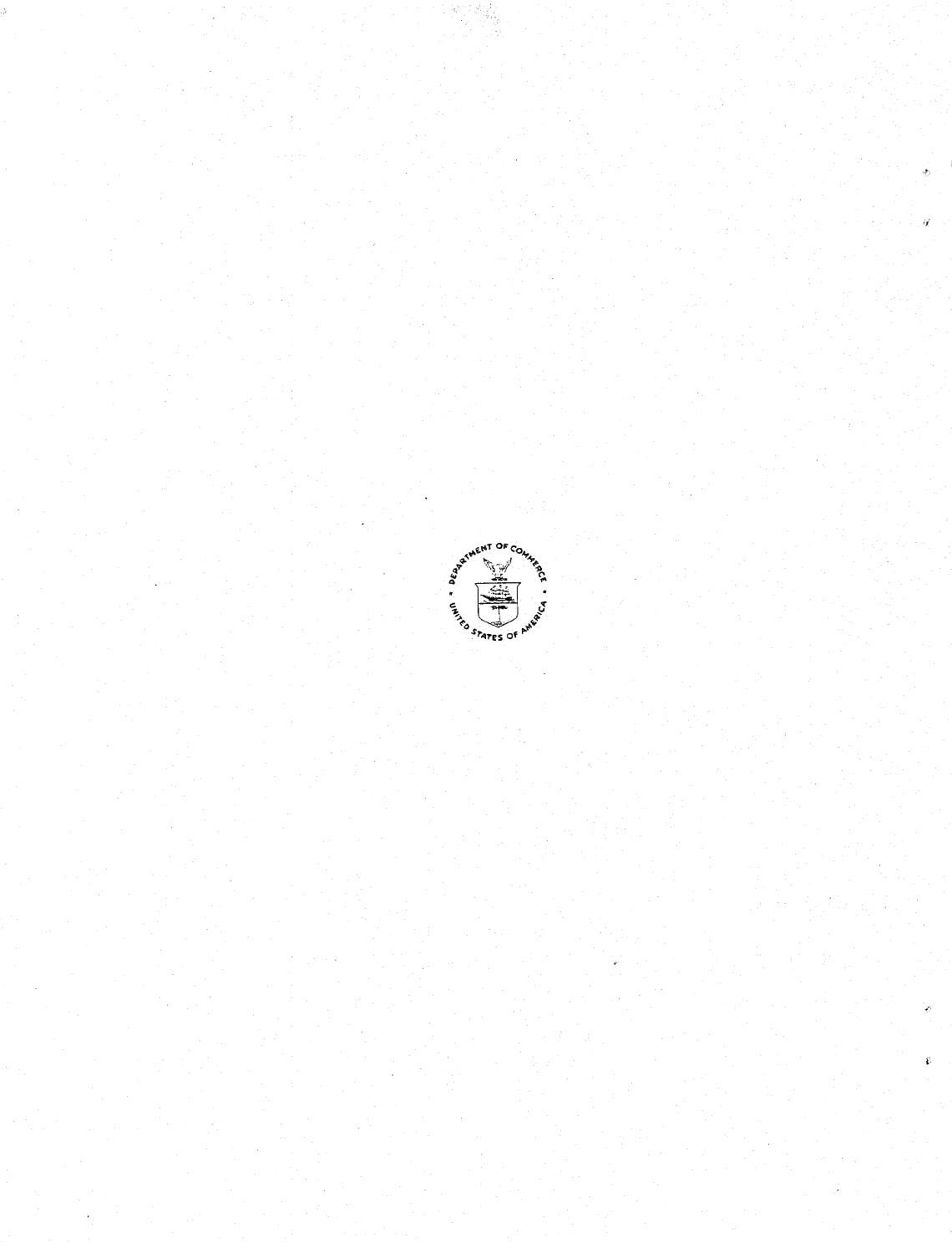DEPARTMENT OF COMMERCE

UNITED STATES OF AMERICA